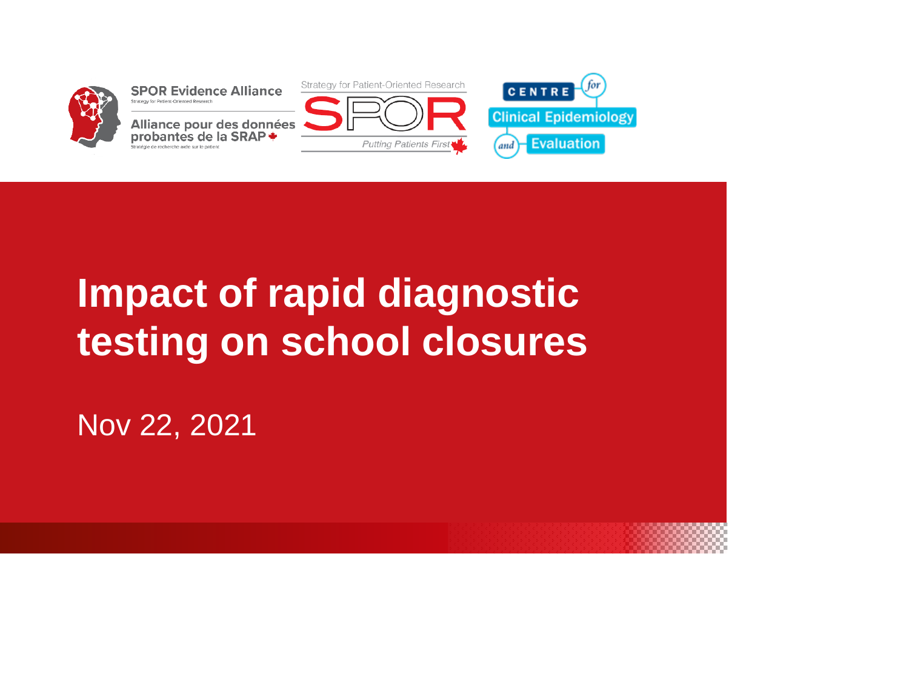SPOR Evidence Alliance
Strategy for Patient-Oriented Research

Alliance pour des données probantes de la SRAP
Stratégie de recherche axée sur le patient

Strategy for Patient-Oriented Research
SPOR
Putting Patients First

CENTRE for Clinical Epidemiology and Evaluation

# Impact of rapid diagnostic testing on school closures

Nov 22, 2021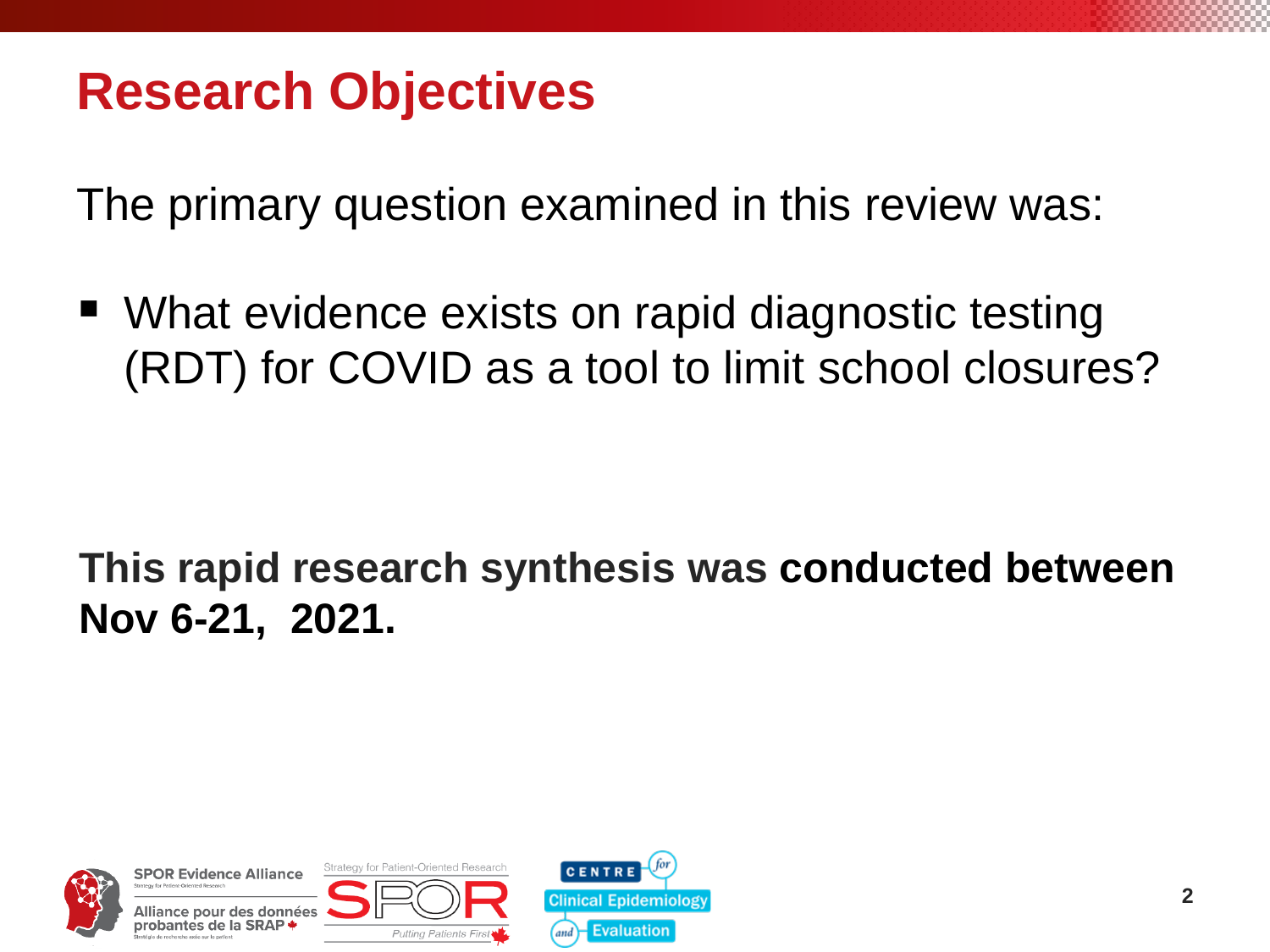# Research Objectives

The primary question examined in this review was:

- What evidence exists on rapid diagnostic testing (RDT) for COVID as a tool to limit school closures?

**This rapid research synthesis was conducted between Nov 6-21, 2021.**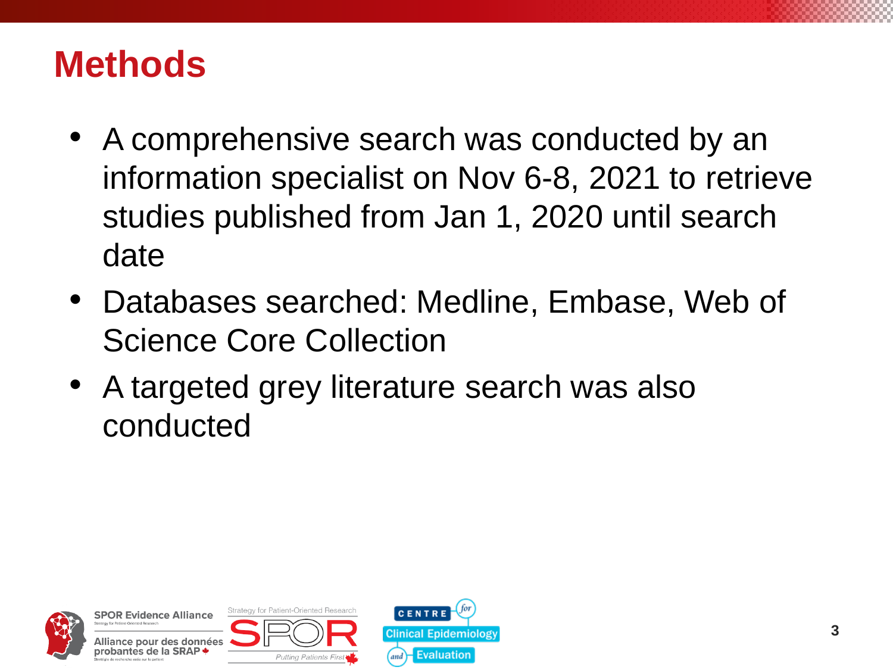# Methods

- A comprehensive search was conducted by an information specialist on Nov 6-8, 2021 to retrieve studies published from Jan 1, 2020 until search date
- Databases searched: Medline, Embase, Web of Science Core Collection
- A targeted grey literature search was also conducted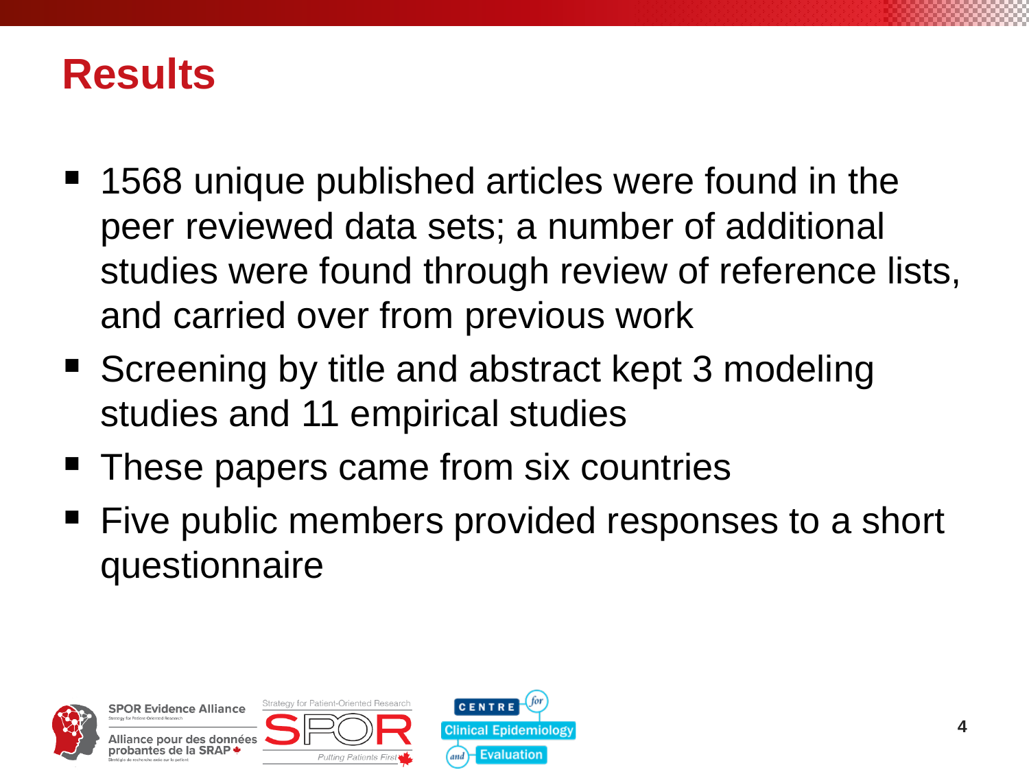# Results

- 1568 unique published articles were found in the peer reviewed data sets; a number of additional studies were found through review of reference lists, and carried over from previous work
- Screening by title and abstract kept 3 modeling studies and 11 empirical studies
- These papers came from six countries
- Five public members provided responses to a short questionnaire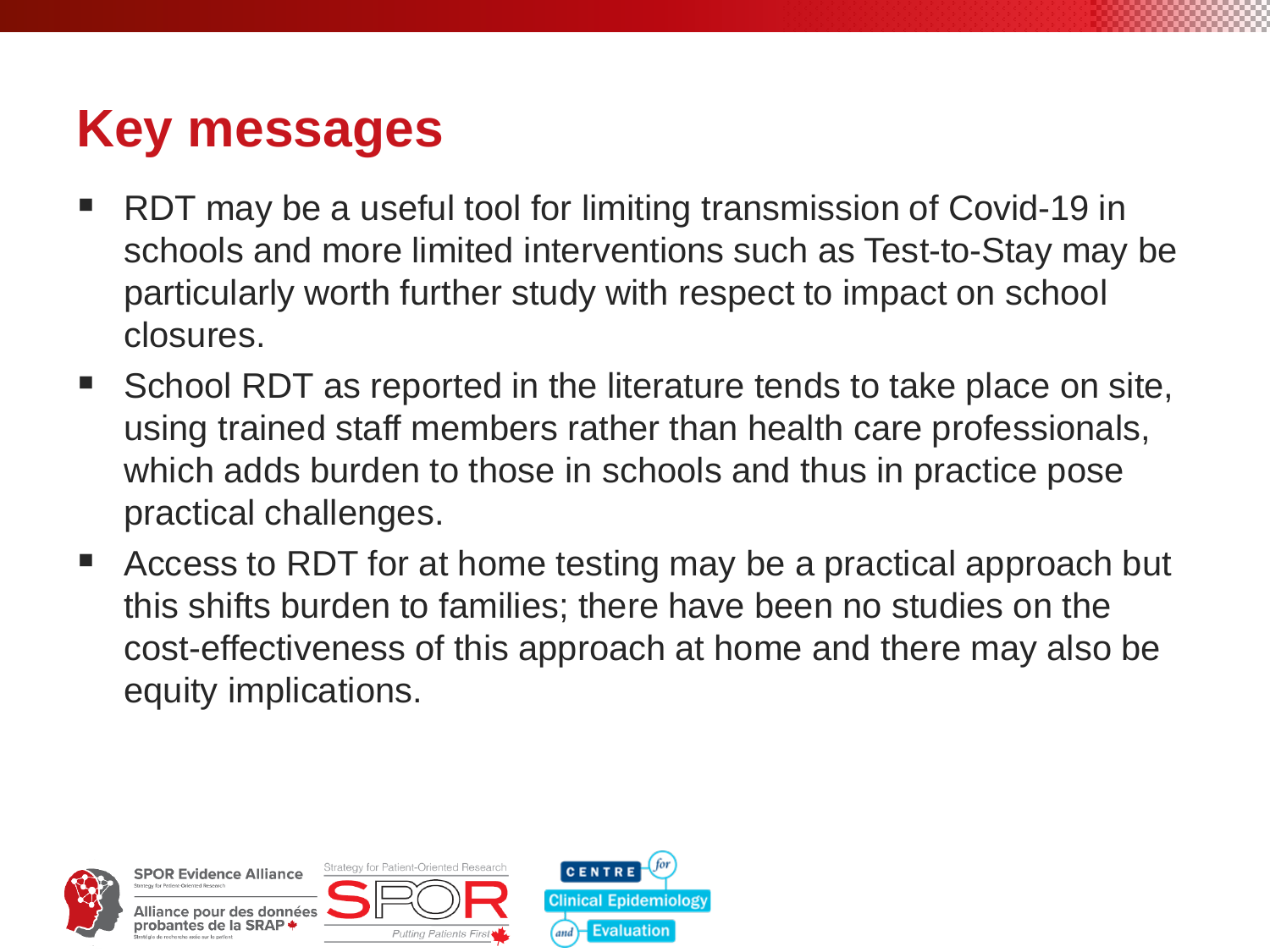# Key messages

- RDT may be a useful tool for limiting transmission of Covid-19 in schools and more limited interventions such as Test-to-Stay may be particularly worth further study with respect to impact on school closures.
- School RDT as reported in the literature tends to take place on site, using trained staff members rather than health care professionals, which adds burden to those in schools and thus in practice pose practical challenges.
- Access to RDT for at home testing may be a practical approach but this shifts burden to families; there have been no studies on the cost-effectiveness of this approach at home and there may also be equity implications.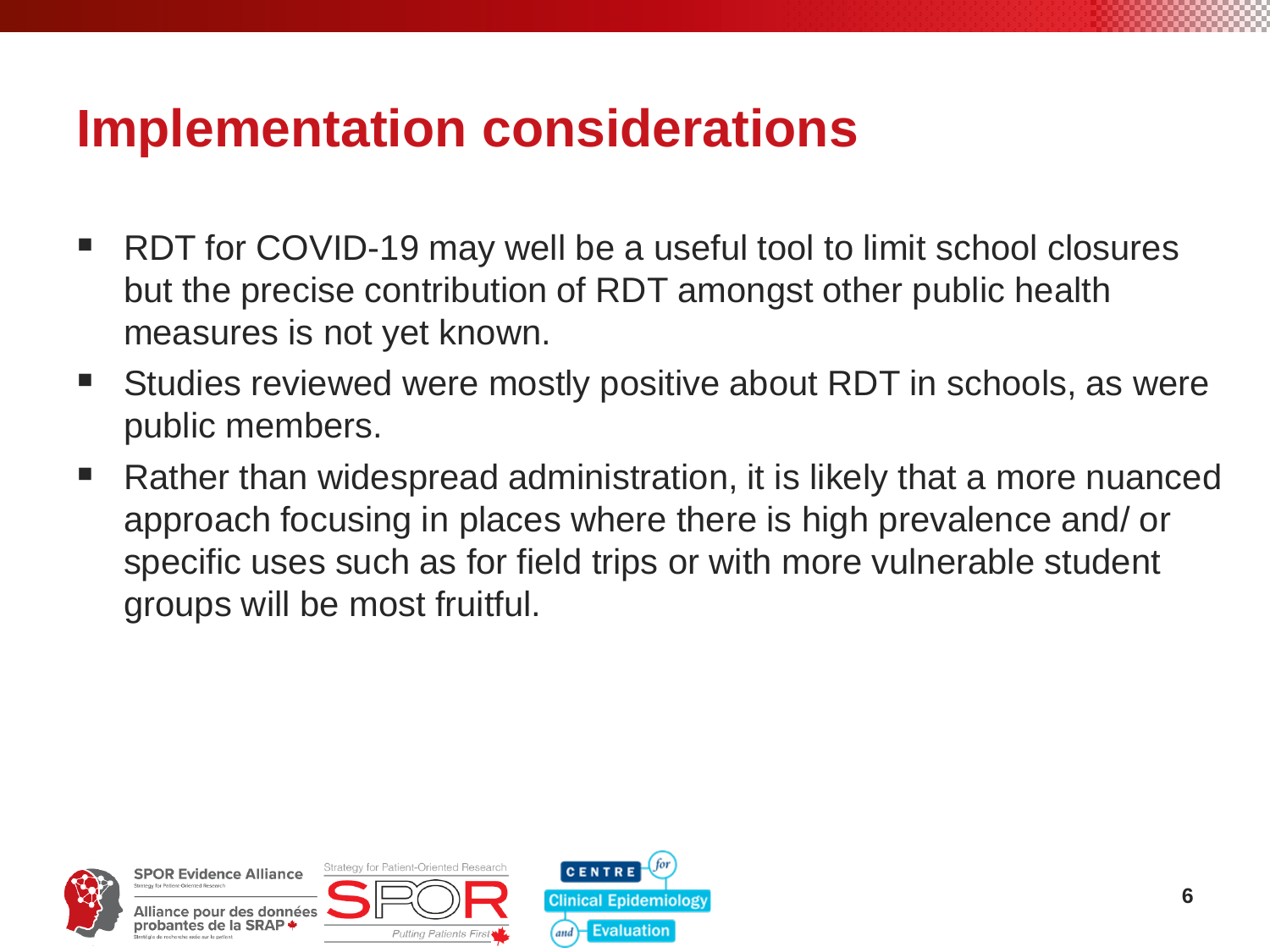# Implementation considerations

- RDT for COVID-19 may well be a useful tool to limit school closures but the precise contribution of RDT amongst other public health measures is not yet known.
- Studies reviewed were mostly positive about RDT in schools, as were public members.
- Rather than widespread administration, it is likely that a more nuanced approach focusing in places where there is high prevalence and/ or specific uses such as for field trips or with more vulnerable student groups will be most fruitful.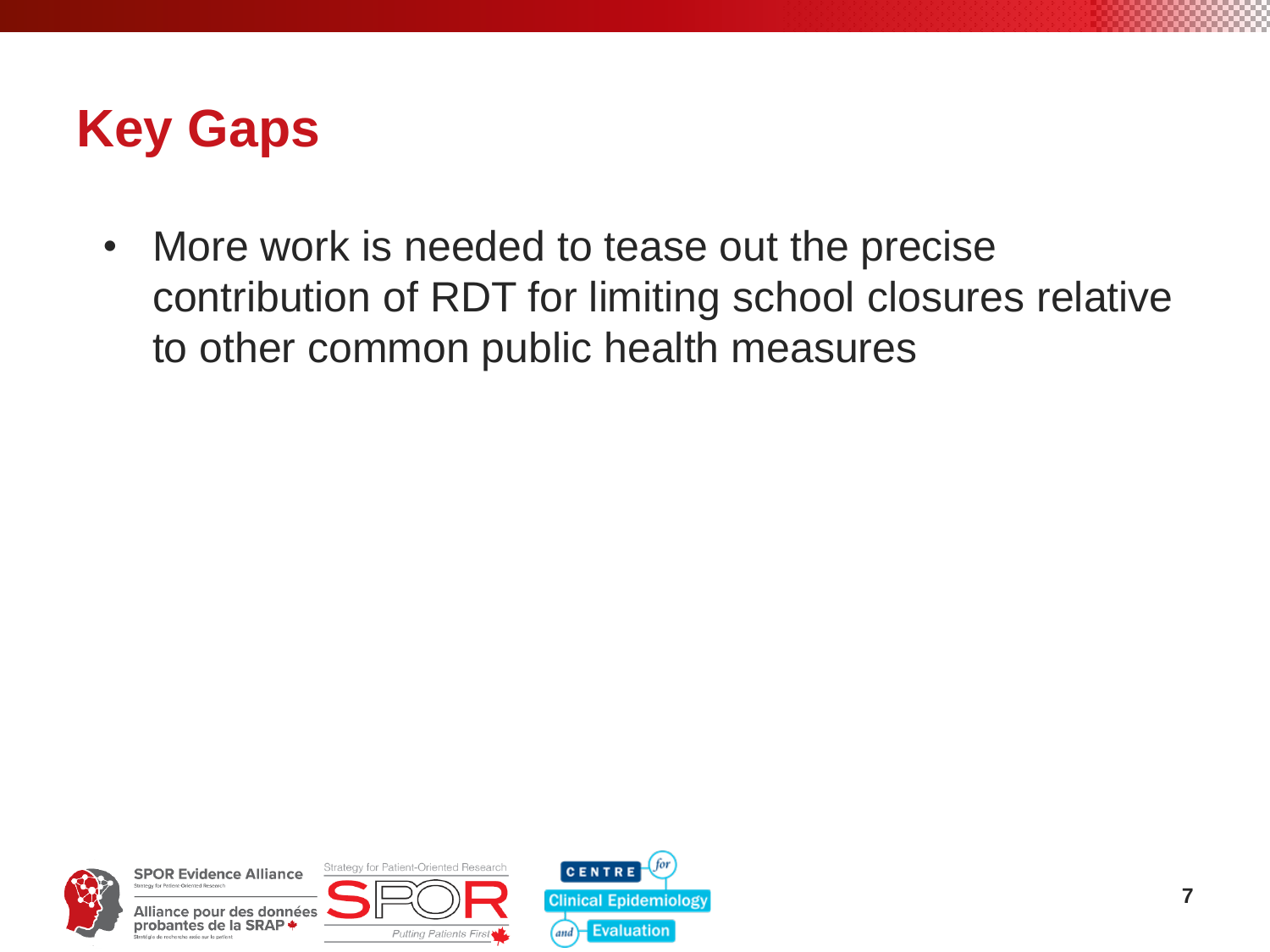# Key Gaps

- More work is needed to tease out the precise contribution of RDT for limiting school closures relative to other common public health measures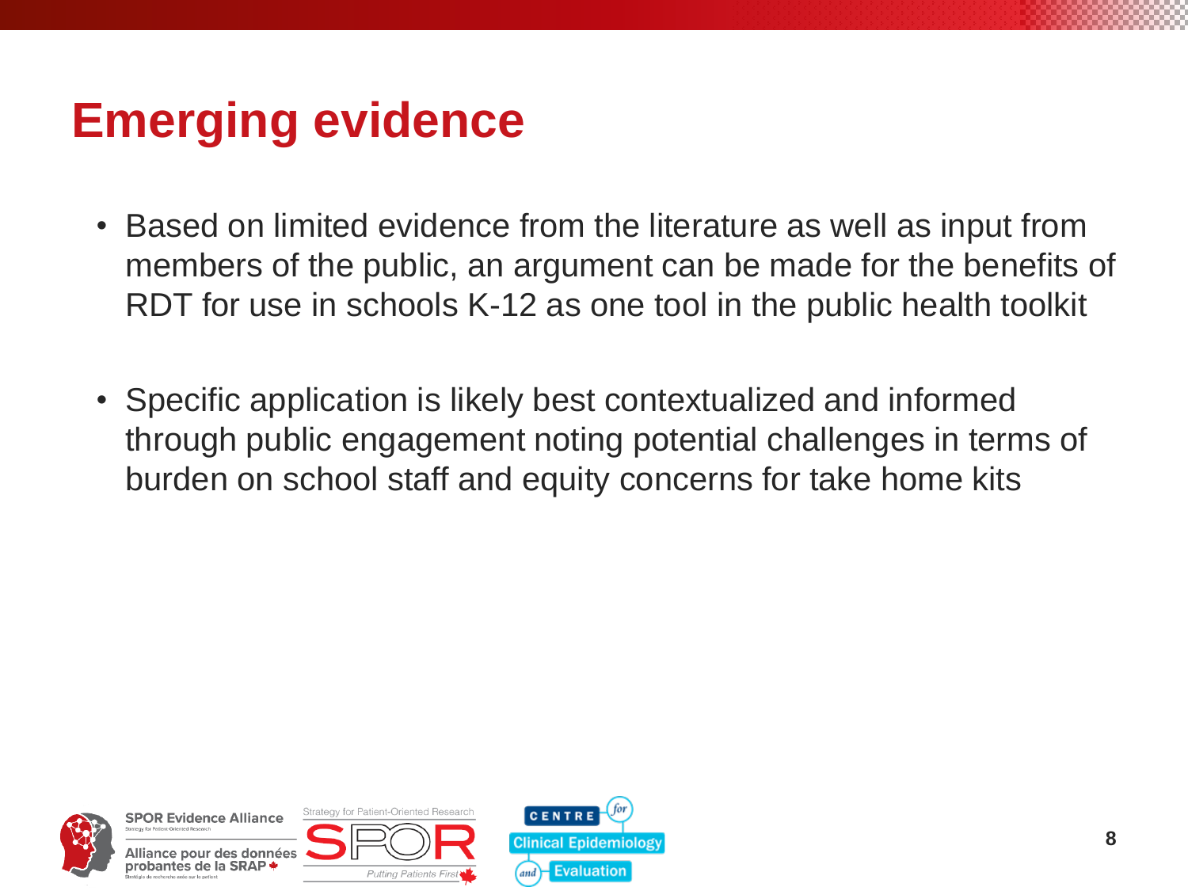# Emerging evidence

- Based on limited evidence from the literature as well as input from members of the public, an argument can be made for the benefits of RDT for use in schools K-12 as one tool in the public health toolkit

- Specific application is likely best contextualized and informed through public engagement noting potential challenges in terms of burden on school staff and equity concerns for take home kits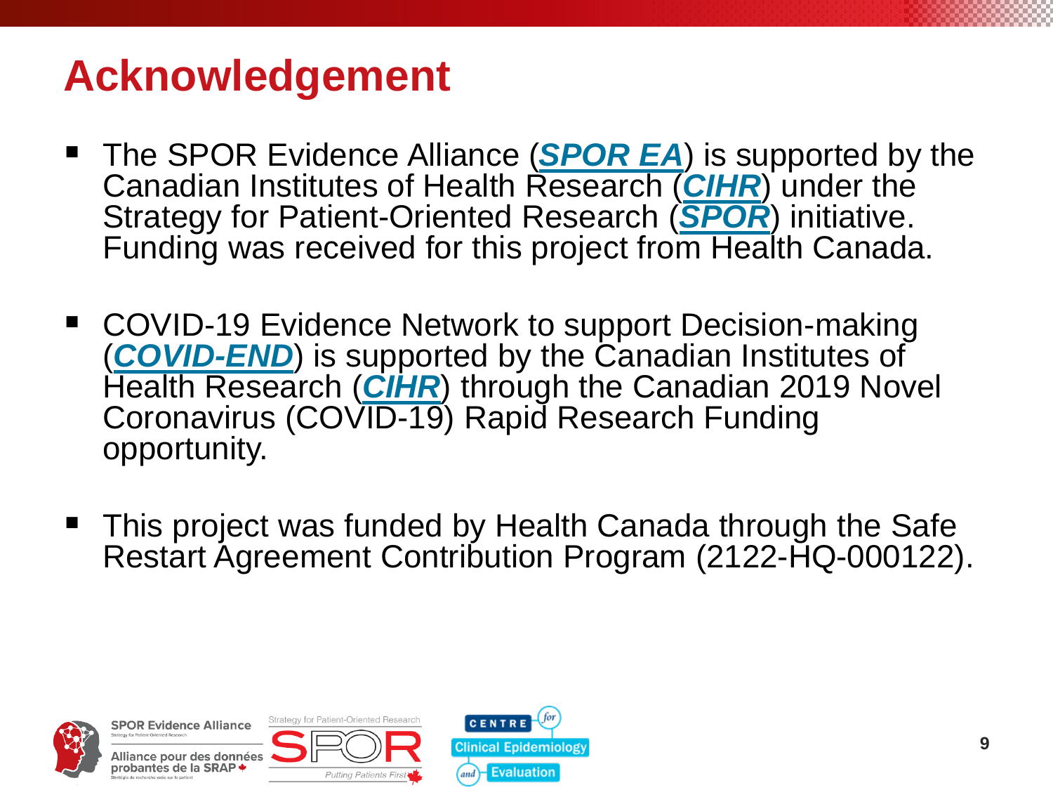# Acknowledgement

- The SPOR Evidence Alliance (***SPOR EA***) is supported by the Canadian Institutes of Health Research (***CIHR***) under the Strategy for Patient-Oriented Research (***SPOR***) initiative. Funding was received for this project from Health Canada.
- COVID-19 Evidence Network to support Decision-making (***COVID-END***) is supported by the Canadian Institutes of Health Research (***CIHR***) through the Canadian 2019 Novel Coronavirus (COVID-19) Rapid Research Funding opportunity.
- This project was funded by Health Canada through the Safe Restart Agreement Contribution Program (2122-HQ-000122).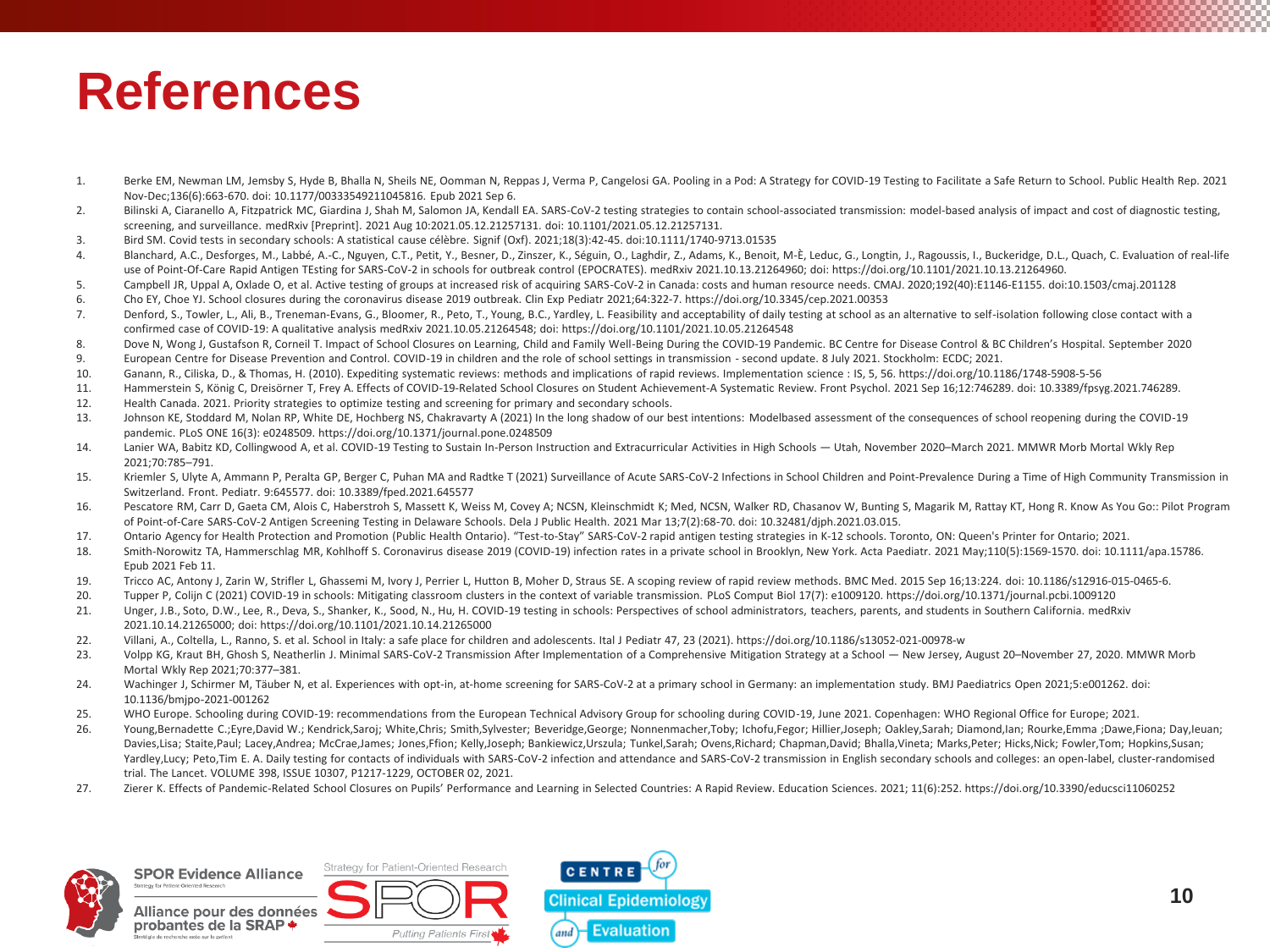# References

1. Berke EM, Newman LM, Jemsby S, Hyde B, Bhalla N, Sheils NE, Oomman N, Reppas J, Verma P, Cangelosi GA. Pooling in a Pod: A Strategy for COVID-19 Testing to Facilitate a Safe Return to School. Public Health Rep. 2021 Nov-Dec;136(6):663-670. doi: 10.1177/00333549211045816. Epub 2021 Sep 6.
2. Bilinski A, Ciaranello A, Fitzpatrick MC, Giardina J, Shah M, Salomon JA, Kendall EA. SARS-CoV-2 testing strategies to contain school-associated transmission: model-based analysis of impact and cost of diagnostic testing, screening, and surveillance. medRxiv [Preprint]. 2021 Aug 10:2021.05.12.21257131. doi: 10.1101/2021.05.12.21257131.
3. Bird SM. Covid tests in secondary schools: A statistical cause célèbre. Signif (Oxf). 2021;18(3):42-45. doi:10.1111/1740-9713.01535
4. Blanchard, A.C., Desforges, M., Labbé, A.-C., Nguyen, C.T., Petit, Y., Besner, D., Zinszer, K., Séguin, O., Laghdir, Z., Adams, K., Benoit, M-È, Leduc, G., Longtin, J., Ragoussis, I., Buckeridge, D.L., Quach, C. Evaluation of real-life use of Point-Of-Care Rapid Antigen TEsting for SARS-CoV-2 in schools for outbreak control (EPOCRATES). medRxiv 2021.10.13.21264960; doi: https://doi.org/10.1101/2021.10.13.21264960.
5. Campbell JR, Uppal A, Oxlade O, et al. Active testing of groups at increased risk of acquiring SARS-CoV-2 in Canada: costs and human resource needs. CMAJ. 2020;192(40):E1146-E1155. doi:10.1503/cmaj.201128
6. Cho EY, Choe YJ. School closures during the coronavirus disease 2019 outbreak. Clin Exp Pediatr 2021;64:322-7. https://doi.org/10.3345/cep.2021.00353
7. Denford, S., Towler, L., Ali, B., Treneman-Evans, G., Bloomer, R., Peto, T., Young, B.C., Yardley, L. Feasibility and acceptability of daily testing at school as an alternative to self-isolation following close contact with a confirmed case of COVID-19: A qualitative analysis medRxiv 2021.10.05.21264548; doi: https://doi.org/10.1101/2021.10.05.21264548
8. Dove N, Wong J, Gustafson R, Corneil T. Impact of School Closures on Learning, Child and Family Well-Being During the COVID-19 Pandemic. BC Centre for Disease Control & BC Children's Hospital. September 2020
9. European Centre for Disease Prevention and Control. COVID-19 in children and the role of school settings in transmission - second update. 8 July 2021. Stockholm: ECDC; 2021.
10. Ganann, R., Ciliska, D., & Thomas, H. (2010). Expediting systematic reviews: methods and implications of rapid reviews. Implementation science : IS, 5, 56. https://doi.org/10.1186/1748-5908-5-56
11. Hammerstein S, König C, Dreisörner T, Frey A. Effects of COVID-19-Related School Closures on Student Achievement-A Systematic Review. Front Psychol. 2021 Sep 16;12:746289. doi: 10.3389/fpsyg.2021.746289.
12. Health Canada. 2021. Priority strategies to optimize testing and screening for primary and secondary schools.
13. Johnson KE, Stoddard M, Nolan RP, White DE, Hochberg NS, Chakravarty A (2021) In the long shadow of our best intentions: Modelbased assessment of the consequences of school reopening during the COVID-19 pandemic. PLoS ONE 16(3): e0248509. https://doi.org/10.1371/journal.pone.0248509
14. Lanier WA, Babitz KD, Collingwood A, et al. COVID-19 Testing to Sustain In-Person Instruction and Extracurricular Activities in High Schools — Utah, November 2020–March 2021. MMWR Morb Mortal Wkly Rep 2021;70:785–791.
15. Kriemler S, Ulyte A, Ammann P, Peralta GP, Berger C, Puhan MA and Radtke T (2021) Surveillance of Acute SARS-CoV-2 Infections in School Children and Point-Prevalence During a Time of High Community Transmission in Switzerland. Front. Pediatr. 9:645577. doi: 10.3389/fped.2021.645577
16. Pescatore RM, Carr D, Gaeta CM, Alois C, Haberstroh S, Massett K, Weiss M, Covey A; NCSN, Kleinschmidt K; Med, NCSN, Walker RD, Chasanov W, Bunting S, Magarik M, Rattay KT, Hong R. Know As You Go:: Pilot Program of Point-of-Care SARS-CoV-2 Antigen Screening Testing in Delaware Schools. Dela J Public Health. 2021 Mar 13;7(2):68-70. doi: 10.32481/djph.2021.03.015.
17. Ontario Agency for Health Protection and Promotion (Public Health Ontario). "Test-to-Stay" SARS-CoV-2 rapid antigen testing strategies in K-12 schools. Toronto, ON: Queen's Printer for Ontario; 2021.
18. Smith-Norowitz TA, Hammerschlag MR, Kohlhoff S. Coronavirus disease 2019 (COVID-19) infection rates in a private school in Brooklyn, New York. Acta Paediatr. 2021 May;110(5):1569-1570. doi: 10.1111/apa.15786. Epub 2021 Feb 11.
19. Tricco AC, Antony J, Zarin W, Strifler L, Ghassemi M, Ivory J, Perrier L, Hutton B, Moher D, Straus SE. A scoping review of rapid review methods. BMC Med. 2015 Sep 16;13:224. doi: 10.1186/s12916-015-0465-6.
20. Tupper P, Colijn C (2021) COVID-19 in schools: Mitigating classroom clusters in the context of variable transmission. PLoS Comput Biol 17(7): e1009120. https://doi.org/10.1371/journal.pcbi.1009120
21. Unger, J.B., Soto, D.W., Lee, R., Deva, S., Shanker, K., Sood, N., Hu, H. COVID-19 testing in schools: Perspectives of school administrators, teachers, parents, and students in Southern California. medRxiv 2021.10.14.21265000; doi: https://doi.org/10.1101/2021.10.14.21265000
22. Villani, A., Coltella, L., Ranno, S. et al. School in Italy: a safe place for children and adolescents. Ital J Pediatr 47, 23 (2021). https://doi.org/10.1186/s13052-021-00978-w
23. Volpp KG, Kraut BH, Ghosh S, Neatherlin J. Minimal SARS-CoV-2 Transmission After Implementation of a Comprehensive Mitigation Strategy at a School — New Jersey, August 20–November 27, 2020. MMWR Morb Mortal Wkly Rep 2021;70:377–381.
24. Wachinger J, Schirmer M, Täuber N, et al. Experiences with opt-in, at-home screening for SARS-CoV-2 at a primary school in Germany: an implementation study. BMJ Paediatrics Open 2021;5:e001262. doi: 10.1136/bmjpo-2021-001262
25. WHO Europe. Schooling during COVID-19: recommendations from the European Technical Advisory Group for schooling during COVID-19, June 2021. Copenhagen: WHO Regional Office for Europe; 2021.
26. Young,Bernadette C.;Eyre,David W.; Kendrick,Saroj; White,Chris; Smith,Sylvester; Beveridge,George; Nonnenmacher,Toby; Ichofu,Fegor; Hillier,Joseph; Oakley,Sarah; Diamond,Ian; Rourke,Emma ;Dawe,Fiona; Day,Ieuan; Davies,Lisa; Staite,Paul; Lacey,Andrea; McCrae,James; Jones,Ffion; Kelly,Joseph; Bankiewicz,Urszula; Tunkel,Sarah; Ovens,Richard; Chapman,David; Bhalla,Vineta; Marks,Peter; Hicks,Nick; Fowler,Tom; Hopkins,Susan; Yardley,Lucy; Peto,Tim E. A. Daily testing for contacts of individuals with SARS-CoV-2 infection and attendance and SARS-CoV-2 transmission in English secondary schools and colleges: an open-label, cluster-randomised trial. The Lancet. VOLUME 398, ISSUE 10307, P1217-1229, OCTOBER 02, 2021.
27. Zierer K. Effects of Pandemic-Related School Closures on Pupils' Performance and Learning in Selected Countries: A Rapid Review. Education Sciences. 2021; 11(6):252. https://doi.org/10.3390/educsci11060252

SPOR Evidence Alliance
Strategy for Patient-Oriented Research

Alliance pour des données probantes de la SRAP

Strategy for Patient-Oriented Research
SPOR
Putting Patients First

Centre for Clinical Epidemiology and Evaluation